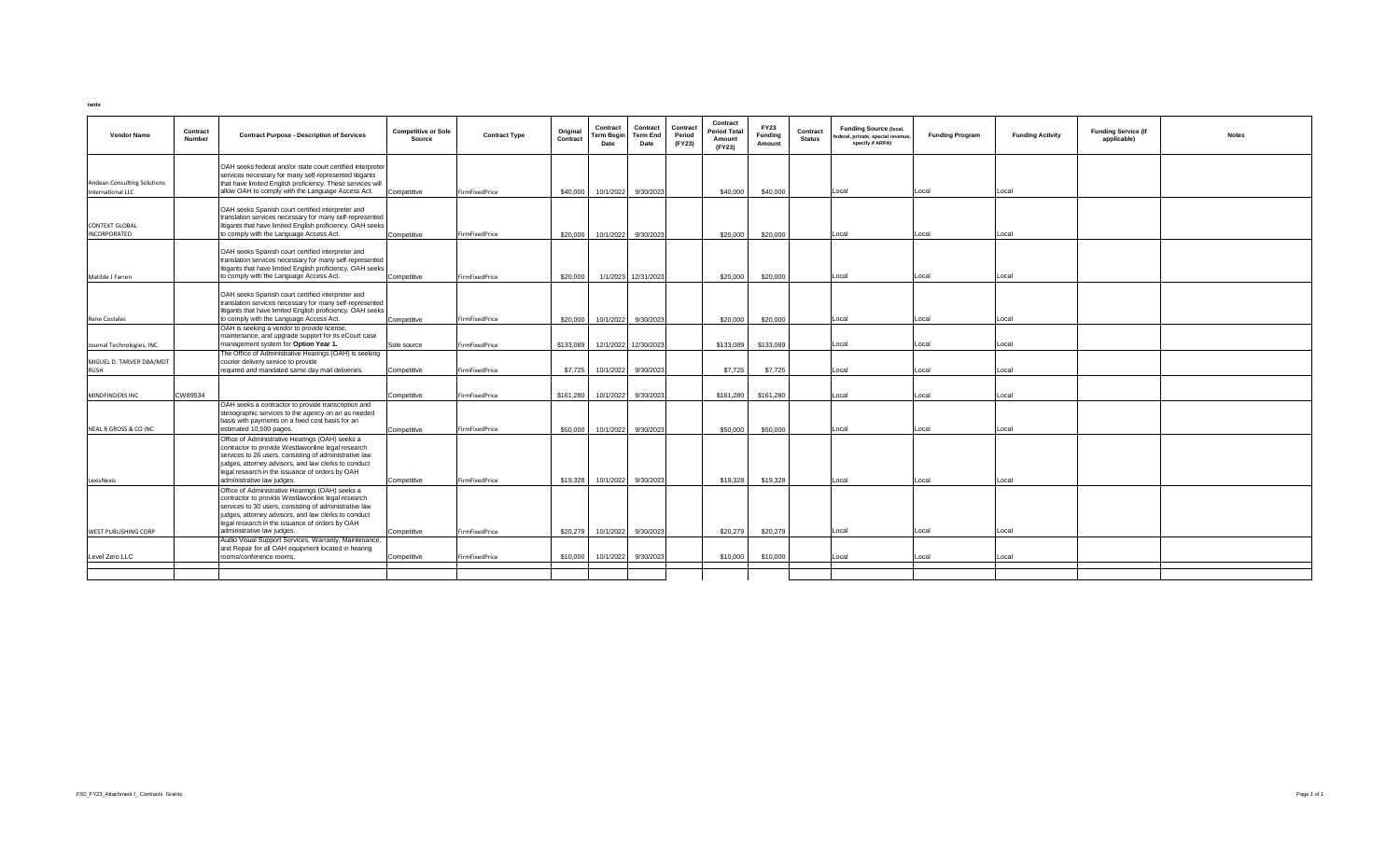rants

| Vendor Name | Contract Number | Contract Purpose - Description of Services | Competitive or Sole Source | Contract Type | Original Contract | Contract Term Begin Date | Contract Term End Date | Contract Period (FY23) | Contract Period Total Amount (FY23) | FY23 Funding Amount | Contract Status | Funding Source (local, federal, private, special revenue, specify if ARPA) | Funding Program | Funding Activity | Funding Service (if applicable) | Notes |
|---|---|---|---|---|---|---|---|---|---|---|---|---|---|---|---|---|
| Andean Consulting Solutions International LLC | | OAH seeks federal and/or state court certified interpreter services necessary for many self-represented litigants that have limited English proficiency. These services will allow OAH to comply with the Language Access Act. | Competitive | FirmFixedPrice | $40,000 | 10/1/2022 | 9/30/2023 | | $40,000 | $40,000 | | Local | Local | Local | | |
| CONTEXT GLOBAL INCORPORATED | | OAH seeks Spanish court certified interpreter and translation services necessary for many self-represented litigants that have limited English proficiency. OAH seeks to comply with the Language Access Act. | Competitive | FirmFixedPrice | $20,000 | 10/1/2022 | 9/30/2023 | | $20,000 | $20,000 | | Local | Local | Local | | |
| Matilde J Farren | | OAH seeks Spanish court certified interpreter and translation services necessary for many self-represented litigants that have limited English proficiency. OAH seeks to comply with the Language Access Act. | Competitive | FirmFixedPrice | $20,000 | 1/1/2023 | 12/31/2023 | | $20,000 | $20,000 | | Local | Local | Local | | |
| Rene Costales | | OAH seeks Spanish court certified interpreter and translation services necessary for many self-represented litigants that have limited English proficiency. OAH seeks to comply with the Language Access Act. | Competitive | FirmFixedPrice | $20,000 | 10/1/2022 | 9/30/2023 | | $20,000 | $20,000 | | Local | Local | Local | | |
| Journal Technologies, INC. | | OAH is seeking a vendor to provide license, maintenance, and upgrade support for its eCourt case management system for **Option Year 1.** | Sole source | FirmFixedPrice | $133,089 | 12/1/2022 | 12/30/2023 | | $133,089 | $133,089 | | Local | Local | Local | | |
| MIGUEL D. TARVER DBA/MDT RUSH | | The Office of Administrative Hearings (OAH) is seeking courier delivery service to provide required and mandated same day mail deliveries. | Competitive | FirmFixedPrice | $7,725 | 10/1/2022 | 9/30/2023 | | $7,725 | $7,725 | | Local | Local | Local | | |
| MINDFINDERS INC | CW89534 | | Competitive | FirmFixedPrice | $161,280 | 10/1/2022 | 9/30/2023 | | $161,280 | $161,280 | | Local | Local | Local | | |
| NEAL R GROSS & CO INC | | OAH seeks a contractor to provide transcription and stenographic services to the agency on an as needed basis with payments on a fixed cost basis for an estimated 10,500 pages. | Competitive | FirmFixedPrice | $50,000 | 10/1/2022 | 9/30/2023 | | $50,000 | $50,000 | | Local | Local | Local | | |
| LexisNexis | | Office of Administrative Hearings (OAH) seeks a contractor to provide Westlawonline legal research services to 26 users, consisting of administrative law judges, attorney advisors, and law clerks to conduct legal research in the issuance of orders by OAH administrative law judges. | Competitive | FirmFixedPrice | $19,328 | 10/1/2022 | 9/30/2023 | | $19,328 | $19,328 | | Local | Local | Local | | |
| WEST PUBLISHING CORP | | Office of Administrative Hearings (OAH) seeks a contractor to provide Westlawonline legal research services to 30 users, consisting of administrative law judges, attorney advisors, and law clerks to conduct legal research in the issuance of orders by OAH administrative law judges. | Competitive | FirmFixedPrice | $20,279 | 10/1/2022 | 9/30/2023 | | $20,279 | $20,279 | | Local | Local | Local | | |
| Level Zero LLC | | Audio Visual Support Services, Warranty, Maintenance, and Repair for all OAH equipment located in hearing rooms/conference rooms. | Competitive | FirmFixedPrice | $10,000 | 10/1/2022 | 9/30/2023 | | $10,000 | $10,000 | | Local | Local | Local | | |

FS0_FY23_Attachment I_ Contracts Grants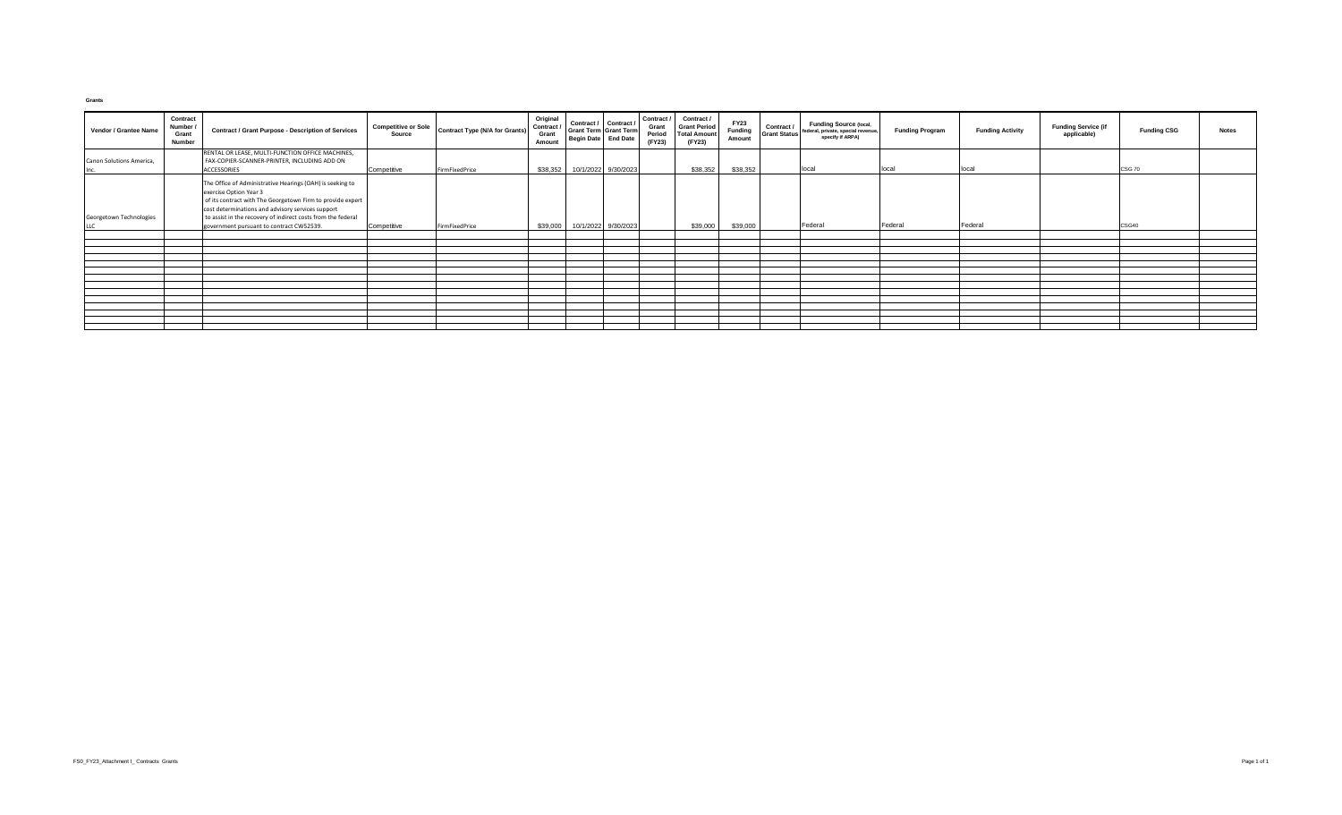Grants

| Vendor / Grantee Name | Contract Number / Grant Number | Contract / Grant Purpose - Description of Services | Competitive or Sole Source | Contract Type (N/A for Grants) | Original Contract / Grant Amount | Contract / Grant Term Begin Date | Contract / Grant Term End Date | Contract / Grant Period (FY23) | Contract / Grant Period Total Amount (FY23) | FY23 Funding Amount | Contract / Grant Status | Funding Source (local, federal, private, special revenue, specify if ARPA) | Funding Program | Funding Activity | Funding Service (if applicable) | Funding CSG | Notes |
|---|---|---|---|---|---|---|---|---|---|---|---|---|---|---|---|---|---|
| Canon Solutions America, Inc. | | RENTAL OR LEASE, MULTI-FUNCTION OFFICE MACHINES, FAX-COPIER-SCANNER-PRINTER, INCLUDING ADD ON ACCESSORIES | Competitive | FirmFixedPrice | $38,352 | 10/1/2022 | 9/30/2023 | | $38,352 | $38,352 | | local | local | local | | CSG 70 | |
| Georgetown Technologies LLC | | The Office of Administrative Hearings (OAH) is seeking to exercise Option Year 3 of its contract with The Georgetown Firm to provide expert cost determinations and advisory services support to assist in the recovery of indirect costs from the federal government pursuant to contract CW52539. | Competitive | FirmFixedPrice | $39,000 | 10/1/2022 | 9/30/2023 | | $39,000 | $39,000 | | Federal | Federal | Federal | | CSG40 | |